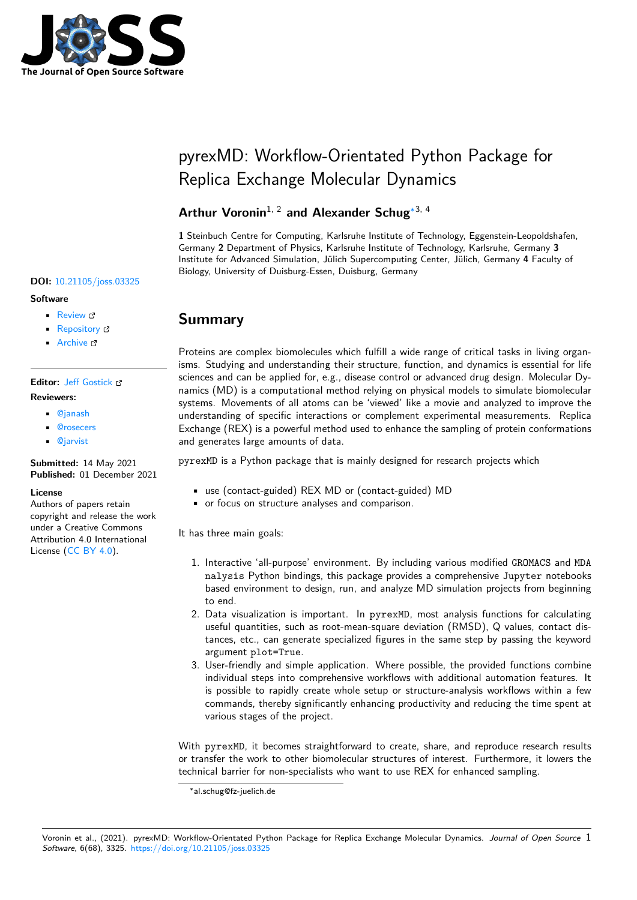# pyrexMD: Workflow-Orientated Python Package for Replica Exchange Molecular Dynamics

**Arthur Voronin**[1, 2] **and Alexander Schug**[*3, 4]

**1** Steinbuch Centre for Computing, Karlsruhe Institute of Technology, Eggenstein-Leopoldshafen, Germany **2** Department of Physics, Karlsruhe Institute of Technology, Karlsruhe, Germany **3** Institute for Advanced Simulation, Jülich Supercomputing Center, Jülich, Germany **4** Faculty of Biology, University of Duisburg-Essen, Duisburg, Germany

**DOI:** 10.21105/joss.03325

**Software**

- Review
- Repository
- Archive

**Editor:** Jeff Gostick

**Reviewers:**

- @janash
- @rosecers
- @jarvist

**Submitted:** 14 May 2021
**Published:** 01 December 2021

**License**
Authors of papers retain copyright and release the work under a Creative Commons Attribution 4.0 International License (CC BY 4.0).

## Summary

Proteins are complex biomolecules which fulfill a wide range of critical tasks in living organisms. Studying and understanding their structure, function, and dynamics is essential for life sciences and can be applied for, e.g., disease control or advanced drug design. Molecular Dynamics (MD) is a computational method relying on physical models to simulate biomolecular systems. Movements of all atoms can be 'viewed' like a movie and analyzed to improve the understanding of specific interactions or complement experimental measurements. Replica Exchange (REX) is a powerful method used to enhance the sampling of protein conformations and generates large amounts of data.

`pyrexMD` is a Python package that is mainly designed for research projects which

- use (contact-guided) REX MD or (contact-guided) MD
- or focus on structure analyses and comparison.

It has three main goals:

1. Interactive 'all-purpose' environment. By including various modified `GROMACS` and `MDAnalysis` Python bindings, this package provides a comprehensive `Jupyter` notebooks based environment to design, run, and analyze MD simulation projects from beginning to end.
2. Data visualization is important. In `pyrexMD`, most analysis functions for calculating useful quantities, such as root-mean-square deviation (RMSD), Q values, contact distances, etc., can generate specialized figures in the same step by passing the keyword argument `plot=True`.
3. User-friendly and simple application. Where possible, the provided functions combine individual steps into comprehensive workflows with additional automation features. It is possible to rapidly create whole setup or structure-analysis workflows within a few commands, thereby significantly enhancing productivity and reducing the time spent at various stages of the project.

With `pyrexMD`, it becomes straightforward to create, share, and reproduce research results or transfer the work to other biomolecular structures of interest. Furthermore, it lowers the technical barrier for non-specialists who want to use REX for enhanced sampling.

*al.schug@fz-juelich.de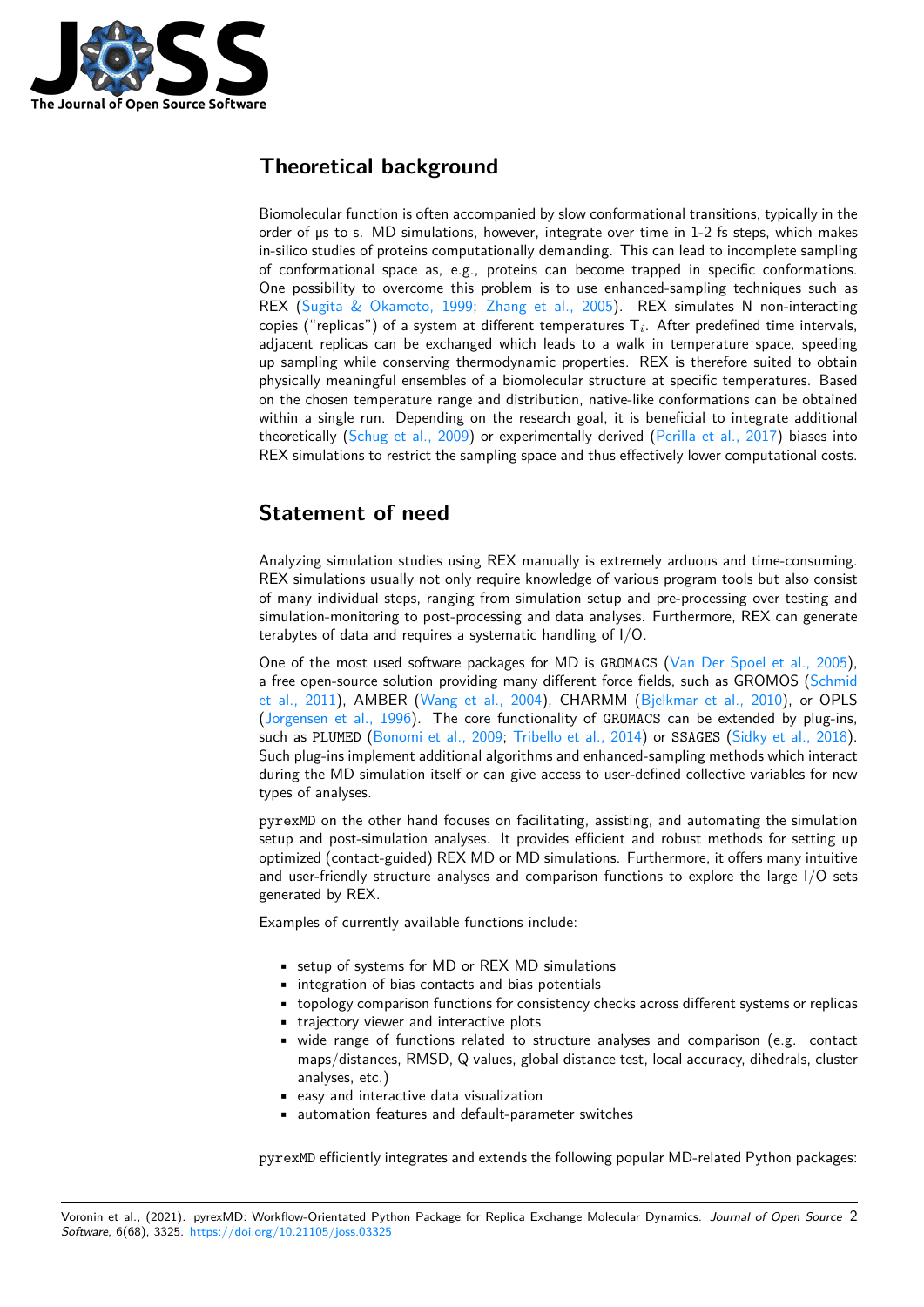## Theoretical background

Biomolecular function is often accompanied by slow conformational transitions, typically in the order of µs to s. MD simulations, however, integrate over time in 1-2 fs steps, which makes in-silico studies of proteins computationally demanding. This can lead to incomplete sampling of conformational space as, e.g., proteins can become trapped in specific conformations. One possibility to overcome this problem is to use enhanced-sampling techniques such as REX (Sugita & Okamoto, 1999; Zhang et al., 2005). REX simulates N non-interacting copies ("replicas") of a system at different temperatures $T_i$. After predefined time intervals, adjacent replicas can be exchanged which leads to a walk in temperature space, speeding up sampling while conserving thermodynamic properties. REX is therefore suited to obtain physically meaningful ensembles of a biomolecular structure at specific temperatures. Based on the chosen temperature range and distribution, native-like conformations can be obtained within a single run. Depending on the research goal, it is beneficial to integrate additional theoretically (Schug et al., 2009) or experimentally derived (Perilla et al., 2017) biases into REX simulations to restrict the sampling space and thus effectively lower computational costs.

## Statement of need

Analyzing simulation studies using REX manually is extremely arduous and time-consuming. REX simulations usually not only require knowledge of various program tools but also consist of many individual steps, ranging from simulation setup and pre-processing over testing and simulation-monitoring to post-processing and data analyses. Furthermore, REX can generate terabytes of data and requires a systematic handling of I/O.

One of the most used software packages for MD is GROMACS (Van Der Spoel et al., 2005), a free open-source solution providing many different force fields, such as GROMOS (Schmid et al., 2011), AMBER (Wang et al., 2004), CHARMM (Bjelkmar et al., 2010), or OPLS (Jorgensen et al., 1996). The core functionality of GROMACS can be extended by plug-ins, such as PLUMED (Bonomi et al., 2009; Tribello et al., 2014) or SSAGES (Sidky et al., 2018). Such plug-ins implement additional algorithms and enhanced-sampling methods which interact during the MD simulation itself or can give access to user-defined collective variables for new types of analyses.

pyrexMD on the other hand focuses on facilitating, assisting, and automating the simulation setup and post-simulation analyses. It provides efficient and robust methods for setting up optimized (contact-guided) REX MD or MD simulations. Furthermore, it offers many intuitive and user-friendly structure analyses and comparison functions to explore the large I/O sets generated by REX.

Examples of currently available functions include:

- setup of systems for MD or REX MD simulations
- integration of bias contacts and bias potentials
- topology comparison functions for consistency checks across different systems or replicas
- trajectory viewer and interactive plots
- wide range of functions related to structure analyses and comparison (e.g. contact maps/distances, RMSD, Q values, global distance test, local accuracy, dihedrals, cluster analyses, etc.)
- easy and interactive data visualization
- automation features and default-parameter switches

pyrexMD efficiently integrates and extends the following popular MD-related Python packages: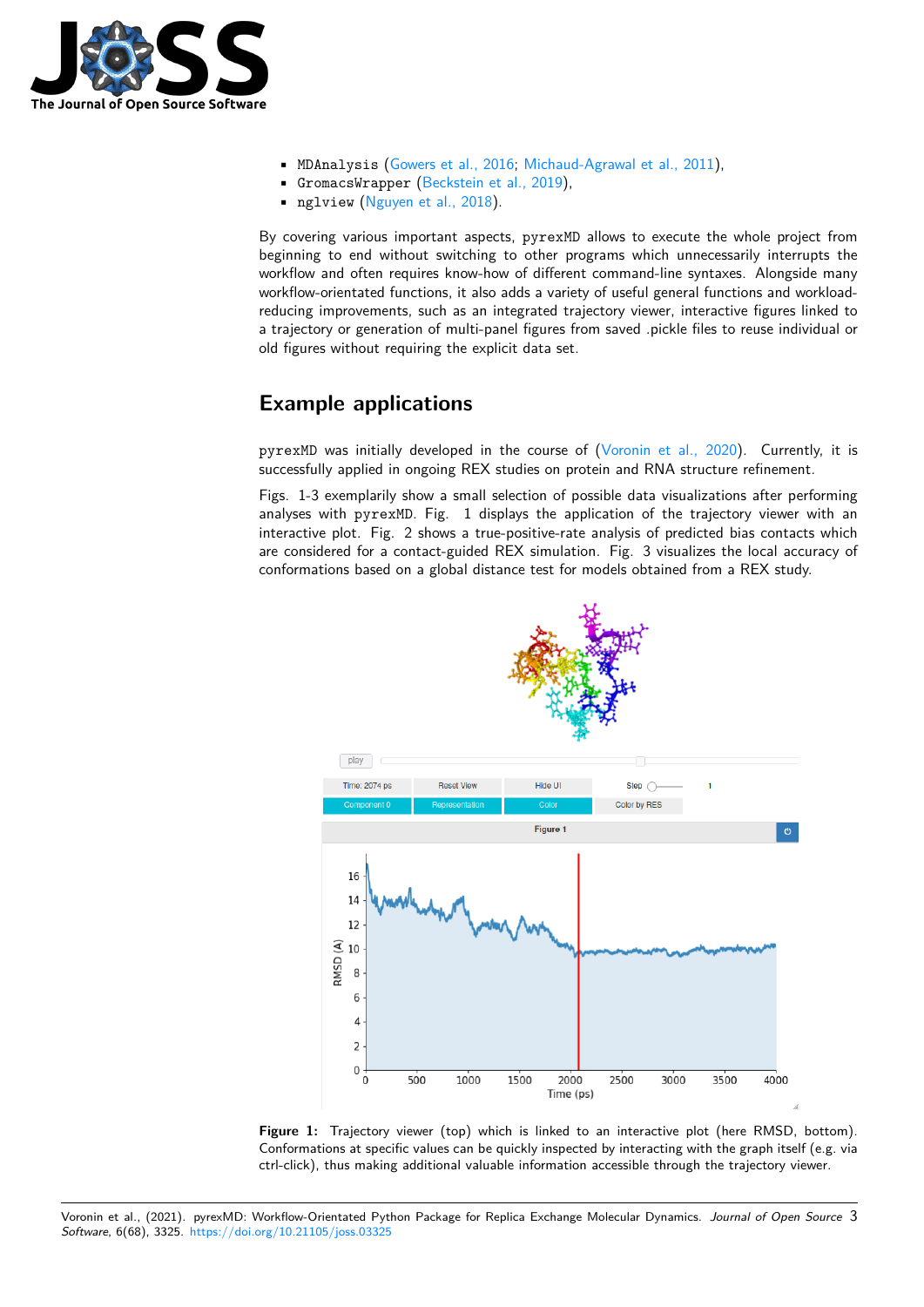- `MDAnalysis` (Gowers et al., 2016; Michaud-Agrawal et al., 2011),
- `GromacsWrapper` (Beckstein et al., 2019),
- `nglview` (Nguyen et al., 2018).

By covering various important aspects, `pyrexMD` allows to execute the whole project from beginning to end without switching to other programs which unnecessarily interrupts the workflow and often requires know-how of different command-line syntaxes. Alongside many workflow-orientated functions, it also adds a variety of useful general functions and workload-reducing improvements, such as an integrated trajectory viewer, interactive figures linked to a trajectory or generation of multi-panel figures from saved .pickle files to reuse individual or old figures without requiring the explicit data set.

# Example applications

`pyrexMD` was initially developed in the course of (Voronin et al., 2020). Currently, it is successfully applied in ongoing REX studies on protein and RNA structure refinement.

Figs. 1-3 exemplarily show a small selection of possible data visualizations after performing analyses with `pyrexMD`. Fig. 1 displays the application of the trajectory viewer with an interactive plot. Fig. 2 shows a true-positive-rate analysis of predicted bias contacts which are considered for a contact-guided REX simulation. Fig. 3 visualizes the local accuracy of conformations based on a global distance test for models obtained from a REX study.

**Figure 1:** Trajectory viewer (top) which is linked to an interactive plot (here RMSD, bottom). Conformations at specific values can be quickly inspected by interacting with the graph itself (e.g. via ctrl-click), thus making additional valuable information accessible through the trajectory viewer.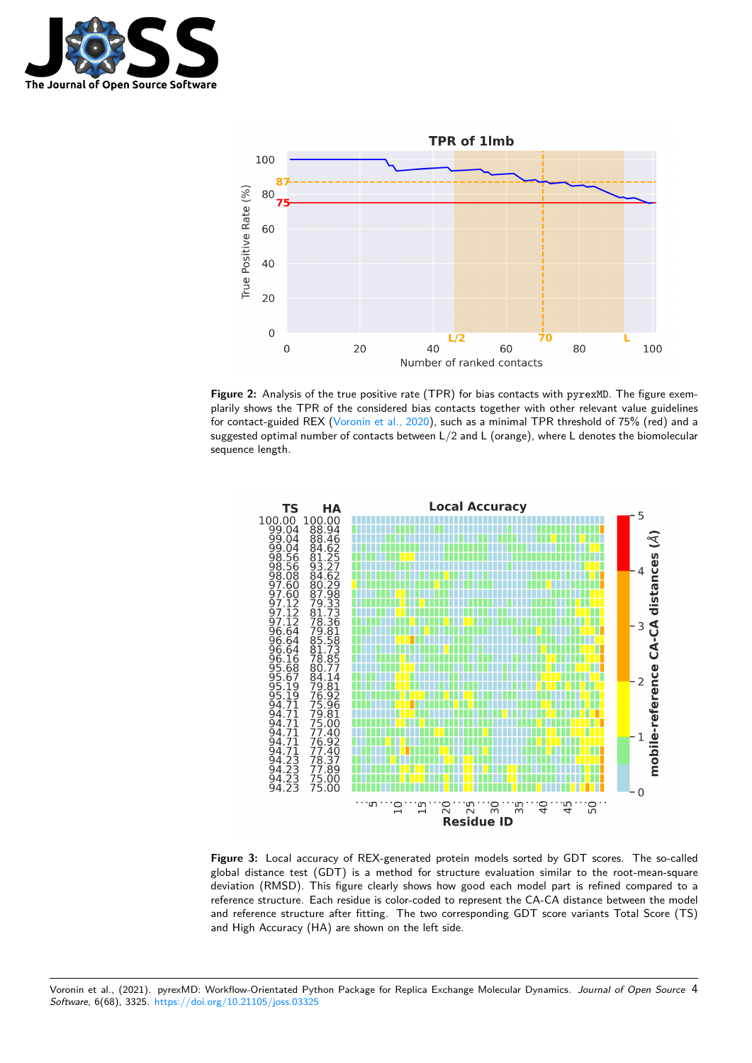**Figure 2:** Analysis of the true positive rate (TPR) for bias contacts with pyrexMD. The figure exemplarily shows the TPR of the considered bias contacts together with other relevant value guidelines for contact-guided REX (Voronin et al., 2020), such as a minimal TPR threshold of 75% (red) and a suggested optimal number of contacts between L/2 and L (orange), where L denotes the biomolecular sequence length.

**Figure 3:** Local accuracy of REX-generated protein models sorted by GDT scores. The so-called global distance test (GDT) is a method for structure evaluation similar to the root-mean-square deviation (RMSD). This figure clearly shows how good each model part is refined compared to a reference structure. Each residue is color-coded to represent the CA-CA distance between the model and reference structure after fitting. The two corresponding GDT score variants Total Score (TS) and High Accuracy (HA) are shown on the left side.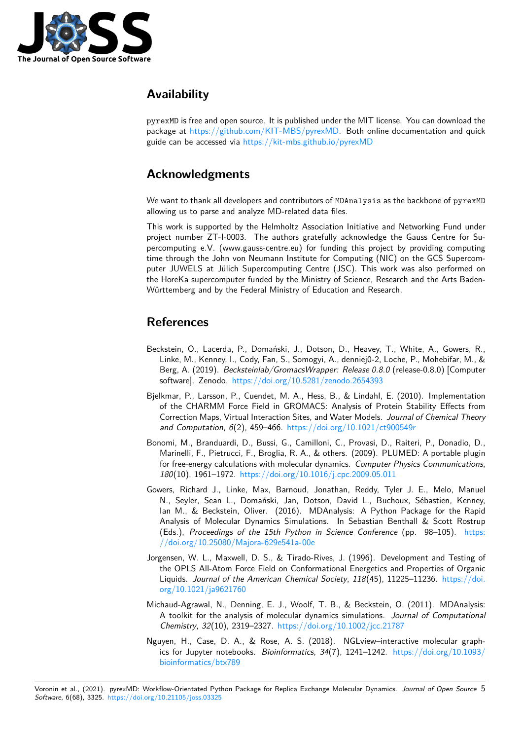## Availability

pyrexMD is free and open source. It is published under the MIT license. You can download the package at https://github.com/KIT-MBS/pyrexMD. Both online documentation and quick guide can be accessed via https://kit-mbs.github.io/pyrexMD

## Acknowledgments

We want to thank all developers and contributors of MDAnalysis as the backbone of pyrexMD allowing us to parse and analyze MD-related data files.

This work is supported by the Helmholtz Association Initiative and Networking Fund under project number ZT-I-0003. The authors gratefully acknowledge the Gauss Centre for Supercomputing e.V. (www.gauss-centre.eu) for funding this project by providing computing time through the John von Neumann Institute for Computing (NIC) on the GCS Supercomputer JUWELS at Jülich Supercomputing Centre (JSC). This work was also performed on the HoreKa supercomputer funded by the Ministry of Science, Research and the Arts Baden-Württemberg and by the Federal Ministry of Education and Research.

## References

Beckstein, O., Lacerda, P., Domański, J., Dotson, D., Heavey, T., White, A., Gowers, R., Linke, M., Kenney, I., Cody, Fan, S., Somogyi, A., denniej0-2, Loche, P., Mohebifar, M., & Berg, A. (2019). *Becksteinlab/GromacsWrapper: Release 0.8.0* (release-0.8.0) [Computer software]. Zenodo. https://doi.org/10.5281/zenodo.2654393

Bjelkmar, P., Larsson, P., Cuendet, M. A., Hess, B., & Lindahl, E. (2010). Implementation of the CHARMM Force Field in GROMACS: Analysis of Protein Stability Effects from Correction Maps, Virtual Interaction Sites, and Water Models. *Journal of Chemical Theory and Computation*, *6*(2), 459–466. https://doi.org/10.1021/ct900549r

Bonomi, M., Branduardi, D., Bussi, G., Camilloni, C., Provasi, D., Raiteri, P., Donadio, D., Marinelli, F., Pietrucci, F., Broglia, R. A., & others. (2009). PLUMED: A portable plugin for free-energy calculations with molecular dynamics. *Computer Physics Communications*, *180*(10), 1961–1972. https://doi.org/10.1016/j.cpc.2009.05.011

Gowers, Richard J., Linke, Max, Barnoud, Jonathan, Reddy, Tyler J. E., Melo, Manuel N., Seyler, Sean L., Domański, Jan, Dotson, David L., Buchoux, Sébastien, Kenney, Ian M., & Beckstein, Oliver. (2016). MDAnalysis: A Python Package for the Rapid Analysis of Molecular Dynamics Simulations. In Sebastian Benthall & Scott Rostrup (Eds.), *Proceedings of the 15th Python in Science Conference* (pp. 98–105). https://doi.org/10.25080/Majora-629e541a-00e

Jorgensen, W. L., Maxwell, D. S., & Tirado-Rives, J. (1996). Development and Testing of the OPLS All-Atom Force Field on Conformational Energetics and Properties of Organic Liquids. *Journal of the American Chemical Society*, *118*(45), 11225–11236. https://doi.org/10.1021/ja9621760

Michaud-Agrawal, N., Denning, E. J., Woolf, T. B., & Beckstein, O. (2011). MDAnalysis: A toolkit for the analysis of molecular dynamics simulations. *Journal of Computational Chemistry*, *32*(10), 2319–2327. https://doi.org/10.1002/jcc.21787

Nguyen, H., Case, D. A., & Rose, A. S. (2018). NGLview–interactive molecular graphics for Jupyter notebooks. *Bioinformatics*, *34*(7), 1241–1242. https://doi.org/10.1093/bioinformatics/btx789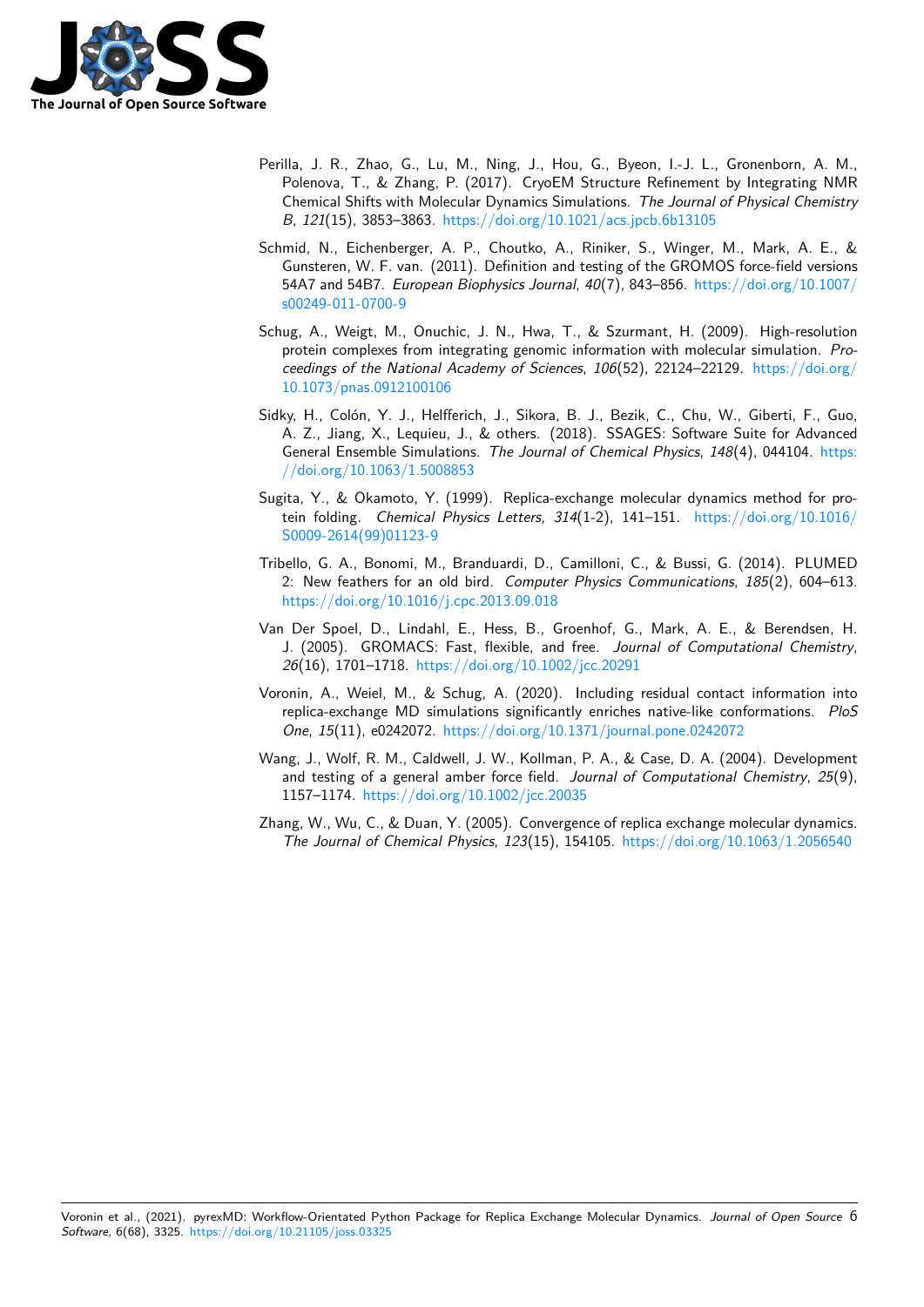Perilla, J. R., Zhao, G., Lu, M., Ning, J., Hou, G., Byeon, I.-J. L., Gronenborn, A. M., Polenova, T., & Zhang, P. (2017). CryoEM Structure Refinement by Integrating NMR Chemical Shifts with Molecular Dynamics Simulations. *The Journal of Physical Chemistry B*, *121*(15), 3853–3863. https://doi.org/10.1021/acs.jpcb.6b13105

Schmid, N., Eichenberger, A. P., Choutko, A., Riniker, S., Winger, M., Mark, A. E., & Gunsteren, W. F. van. (2011). Definition and testing of the GROMOS force-field versions 54A7 and 54B7. *European Biophysics Journal*, *40*(7), 843–856. https://doi.org/10.1007/s00249-011-0700-9

Schug, A., Weigt, M., Onuchic, J. N., Hwa, T., & Szurmant, H. (2009). High-resolution protein complexes from integrating genomic information with molecular simulation. *Proceedings of the National Academy of Sciences*, *106*(52), 22124–22129. https://doi.org/10.1073/pnas.0912100106

Sidky, H., Colón, Y. J., Helfferich, J., Sikora, B. J., Bezik, C., Chu, W., Giberti, F., Guo, A. Z., Jiang, X., Lequieu, J., & others. (2018). SSAGES: Software Suite for Advanced General Ensemble Simulations. *The Journal of Chemical Physics*, *148*(4), 044104. https://doi.org/10.1063/1.5008853

Sugita, Y., & Okamoto, Y. (1999). Replica-exchange molecular dynamics method for protein folding. *Chemical Physics Letters*, *314*(1-2), 141–151. https://doi.org/10.1016/S0009-2614(99)01123-9

Tribello, G. A., Bonomi, M., Branduardi, D., Camilloni, C., & Bussi, G. (2014). PLUMED 2: New feathers for an old bird. *Computer Physics Communications*, *185*(2), 604–613. https://doi.org/10.1016/j.cpc.2013.09.018

Van Der Spoel, D., Lindahl, E., Hess, B., Groenhof, G., Mark, A. E., & Berendsen, H. J. (2005). GROMACS: Fast, flexible, and free. *Journal of Computational Chemistry*, *26*(16), 1701–1718. https://doi.org/10.1002/jcc.20291

Voronin, A., Weiel, M., & Schug, A. (2020). Including residual contact information into replica-exchange MD simulations significantly enriches native-like conformations. *PloS One*, *15*(11), e0242072. https://doi.org/10.1371/journal.pone.0242072

Wang, J., Wolf, R. M., Caldwell, J. W., Kollman, P. A., & Case, D. A. (2004). Development and testing of a general amber force field. *Journal of Computational Chemistry*, *25*(9), 1157–1174. https://doi.org/10.1002/jcc.20035

Zhang, W., Wu, C., & Duan, Y. (2005). Convergence of replica exchange molecular dynamics. *The Journal of Chemical Physics*, *123*(15), 154105. https://doi.org/10.1063/1.2056540